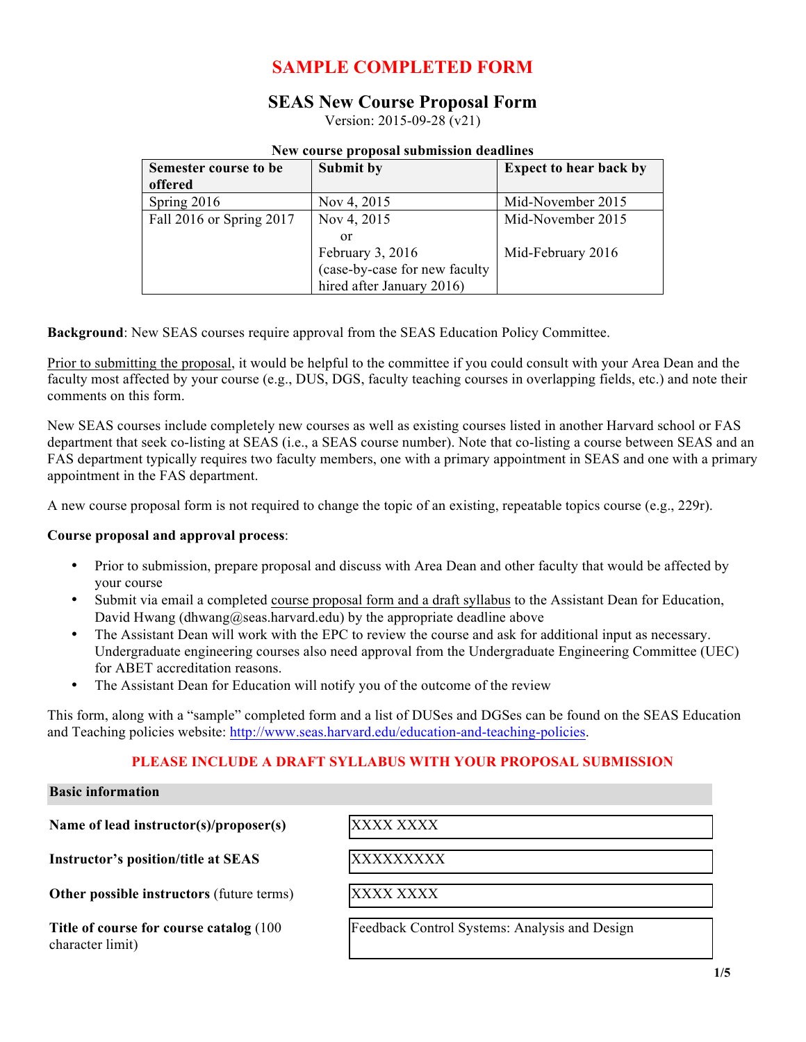# SAMPLE COMPLETED FORM

## SEAS New Course Proposal Form

Version: 2015-09-28 (v21)

**New course proposal submission deadlines**

| Semester course to be offered | Submit by | Expect to hear back by |
|---|---|---|
| Spring 2016 | Nov 4, 2015 | Mid-November 2015 |
| Fall 2016 or Spring 2017 | Nov 4, 2015<br>or<br>February 3, 2016<br>(case-by-case for new faculty hired after January 2016) | Mid-November 2015<br><br>Mid-February 2016 |

**Background**: New SEAS courses require approval from the SEAS Education Policy Committee.

Prior to submitting the proposal, it would be helpful to the committee if you could consult with your Area Dean and the faculty most affected by your course (e.g., DUS, DGS, faculty teaching courses in overlapping fields, etc.) and note their comments on this form.

New SEAS courses include completely new courses as well as existing courses listed in another Harvard school or FAS department that seek co-listing at SEAS (i.e., a SEAS course number). Note that co-listing a course between SEAS and an FAS department typically requires two faculty members, one with a primary appointment in SEAS and one with a primary appointment in the FAS department.

A new course proposal form is not required to change the topic of an existing, repeatable topics course (e.g., 229r).

**Course proposal and approval process**:

- Prior to submission, prepare proposal and discuss with Area Dean and other faculty that would be affected by your course
- Submit via email a completed course proposal form and a draft syllabus to the Assistant Dean for Education, David Hwang (dhwang@seas.harvard.edu) by the appropriate deadline above
- The Assistant Dean will work with the EPC to review the course and ask for additional input as necessary. Undergraduate engineering courses also need approval from the Undergraduate Engineering Committee (UEC) for ABET accreditation reasons.
- The Assistant Dean for Education will notify you of the outcome of the review

This form, along with a "sample" completed form and a list of DUSes and DGSes can be found on the SEAS Education and Teaching policies website: http://www.seas.harvard.edu/education-and-teaching-policies.

**PLEASE INCLUDE A DRAFT SYLLABUS WITH YOUR PROPOSAL SUBMISSION**

**Basic information**

| | |
|---|---|
| **Name of lead instructor(s)/proposer(s)** | XXXX XXXX |
| **Instructor's position/title at SEAS** | XXXXXXXXX |
| **Other possible instructors** (future terms) | XXXX XXXX |
| **Title of course for course catalog** (100 character limit) | Feedback Control Systems: Analysis and Design |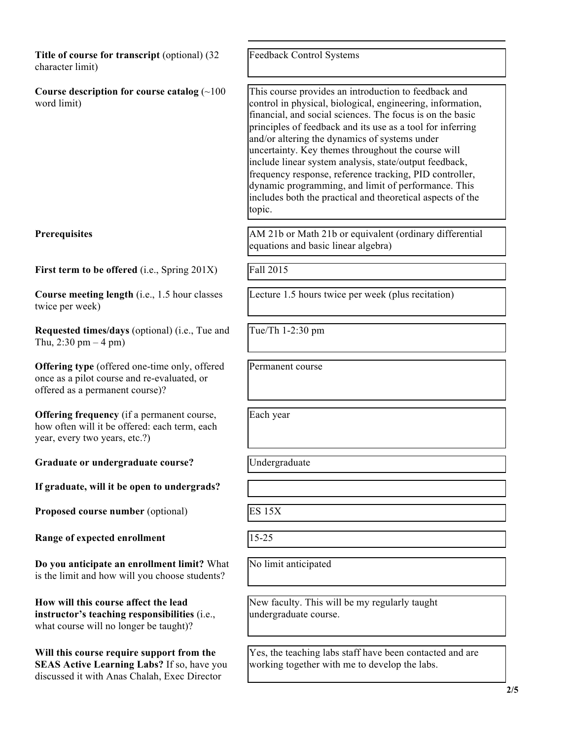| Field | Response |
| --- | --- |
| **Title of course for transcript** (optional) (32 character limit) | Feedback Control Systems |
| **Course description for course catalog** (~100 word limit) | This course provides an introduction to feedback and control in physical, biological, engineering, information, financial, and social sciences. The focus is on the basic principles of feedback and its use as a tool for inferring and/or altering the dynamics of systems under uncertainty. Key themes throughout the course will include linear system analysis, state/output feedback, frequency response, reference tracking, PID controller, dynamic programming, and limit of performance. This includes both the practical and theoretical aspects of the topic. |
| **Prerequisites** | AM 21b or Math 21b or equivalent (ordinary differential equations and basic linear algebra) |
| **First term to be offered** (i.e., Spring 201X) | Fall 2015 |
| **Course meeting length** (i.e., 1.5 hour classes twice per week) | Lecture 1.5 hours twice per week (plus recitation) |
| **Requested times/days** (optional) (i.e., Tue and Thu, 2:30 pm – 4 pm) | Tue/Th 1-2:30 pm |
| **Offering type** (offered one-time only, offered once as a pilot course and re-evaluated, or offered as a permanent course)? | Permanent course |
| **Offering frequency** (if a permanent course, how often will it be offered: each term, each year, every two years, etc.?) | Each year |
| **Graduate or undergraduate course?** | Undergraduate |
| **If graduate, will it be open to undergrads?** | |
| **Proposed course number** (optional) | ES 15X |
| **Range of expected enrollment** | 15-25 |
| **Do you anticipate an enrollment limit?** What is the limit and how will you choose students? | No limit anticipated |
| **How will this course affect the lead instructor's teaching responsibilities** (i.e., what course will no longer be taught)? | New faculty. This will be my regularly taught undergraduate course. |
| **Will this course require support from the SEAS Active Learning Labs?** If so, have you discussed it with Anas Chalah, Exec Director | Yes, the teaching labs staff have been contacted and are working together with me to develop the labs. |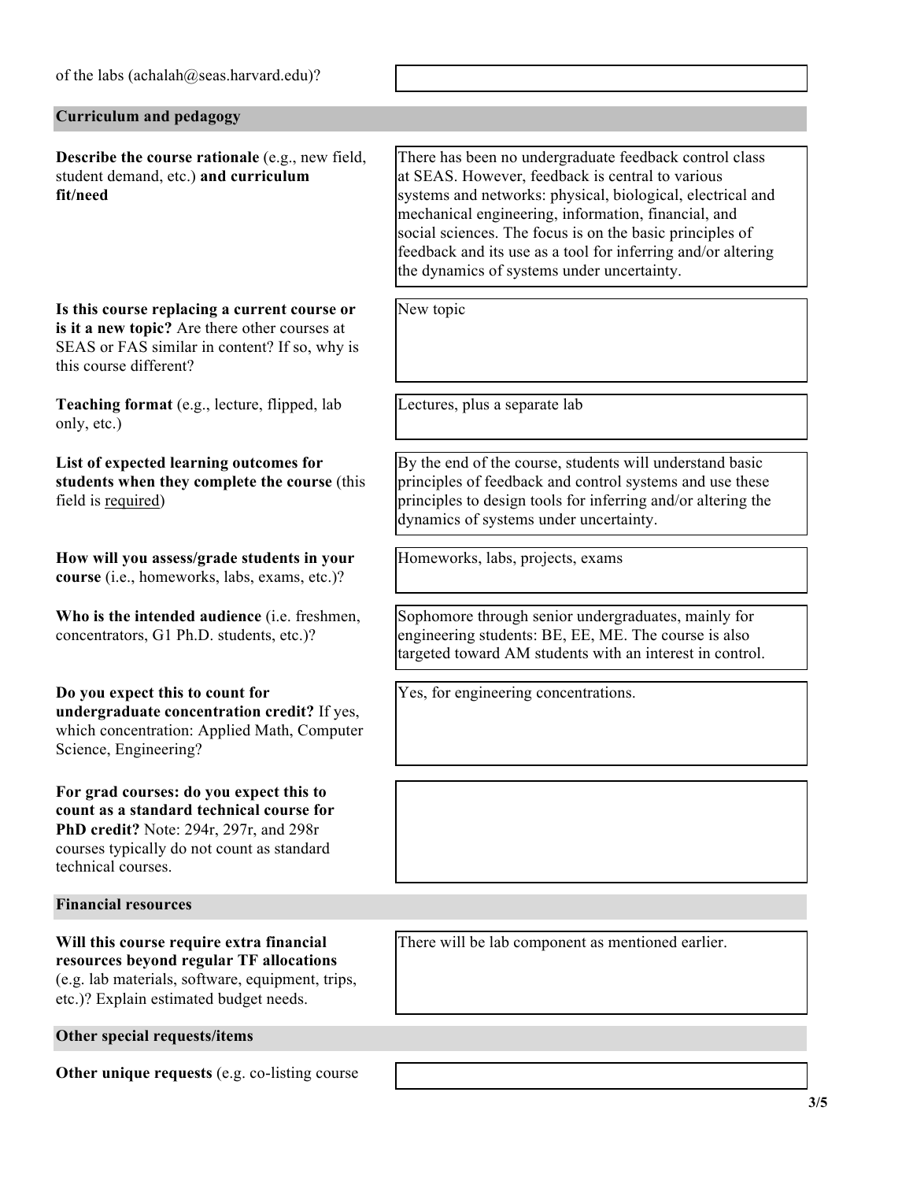of the labs (achalah@seas.harvard.edu)?

## Curriculum and pedagogy

| Question | Response |
|---|---|
| **Describe the course rationale** (e.g., new field, student demand, etc.) **and curriculum fit/need** | There has been no undergraduate feedback control class at SEAS. However, feedback is central to various systems and networks: physical, biological, electrical and mechanical engineering, information, financial, and social sciences. The focus is on the basic principles of feedback and its use as a tool for inferring and/or altering the dynamics of systems under uncertainty. |
| **Is this course replacing a current course or is it a new topic?** Are there other courses at SEAS or FAS similar in content? If so, why is this course different? | New topic |
| **Teaching format** (e.g., lecture, flipped, lab only, etc.) | Lectures, plus a separate lab |
| **List of expected learning outcomes for students when they complete the course** (this field is required) | By the end of the course, students will understand basic principles of feedback and control systems and use these principles to design tools for inferring and/or altering the dynamics of systems under uncertainty. |
| **How will you assess/grade students in your course** (i.e., homeworks, labs, exams, etc.)? | Homeworks, labs, projects, exams |
| **Who is the intended audience** (i.e. freshmen, concentrators, G1 Ph.D. students, etc.)? | Sophomore through senior undergraduates, mainly for engineering students: BE, EE, ME. The course is also targeted toward AM students with an interest in control. |
| **Do you expect this to count for undergraduate concentration credit?** If yes, which concentration: Applied Math, Computer Science, Engineering? | Yes, for engineering concentrations. |
| **For grad courses: do you expect this to count as a standard technical course for PhD credit?** Note: 294r, 297r, and 298r courses typically do not count as standard technical courses. | |

## Financial resources

| Question | Response |
|---|---|
| **Will this course require extra financial resources beyond regular TF allocations** (e.g. lab materials, software, equipment, trips, etc.)? Explain estimated budget needs. | There will be lab component as mentioned earlier. |

## Other special requests/items

**Other unique requests** (e.g. co-listing course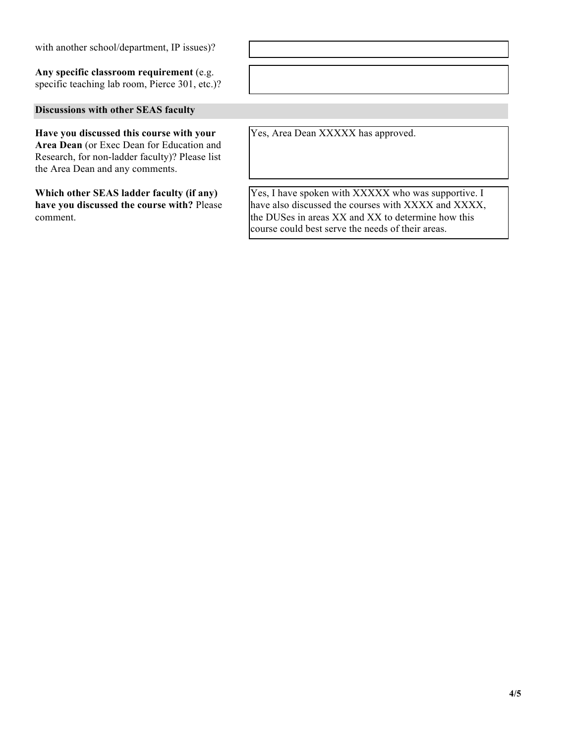| | |
|---|---|
| with another school/department, IP issues)? | |
| **Any specific classroom requirement** (e.g. specific teaching lab room, Pierce 301, etc.)? | |

## Discussions with other SEAS faculty

| | |
|---|---|
| **Have you discussed this course with your Area Dean** (or Exec Dean for Education and Research, for non-ladder faculty)? Please list the Area Dean and any comments. | Yes, Area Dean XXXXX has approved. |
| **Which other SEAS ladder faculty (if any) have you discussed the course with?** Please comment. | Yes, I have spoken with XXXXX who was supportive. I have also discussed the courses with XXXX and XXXX, the DUSes in areas XX and XX to determine how this course could best serve the needs of their areas. |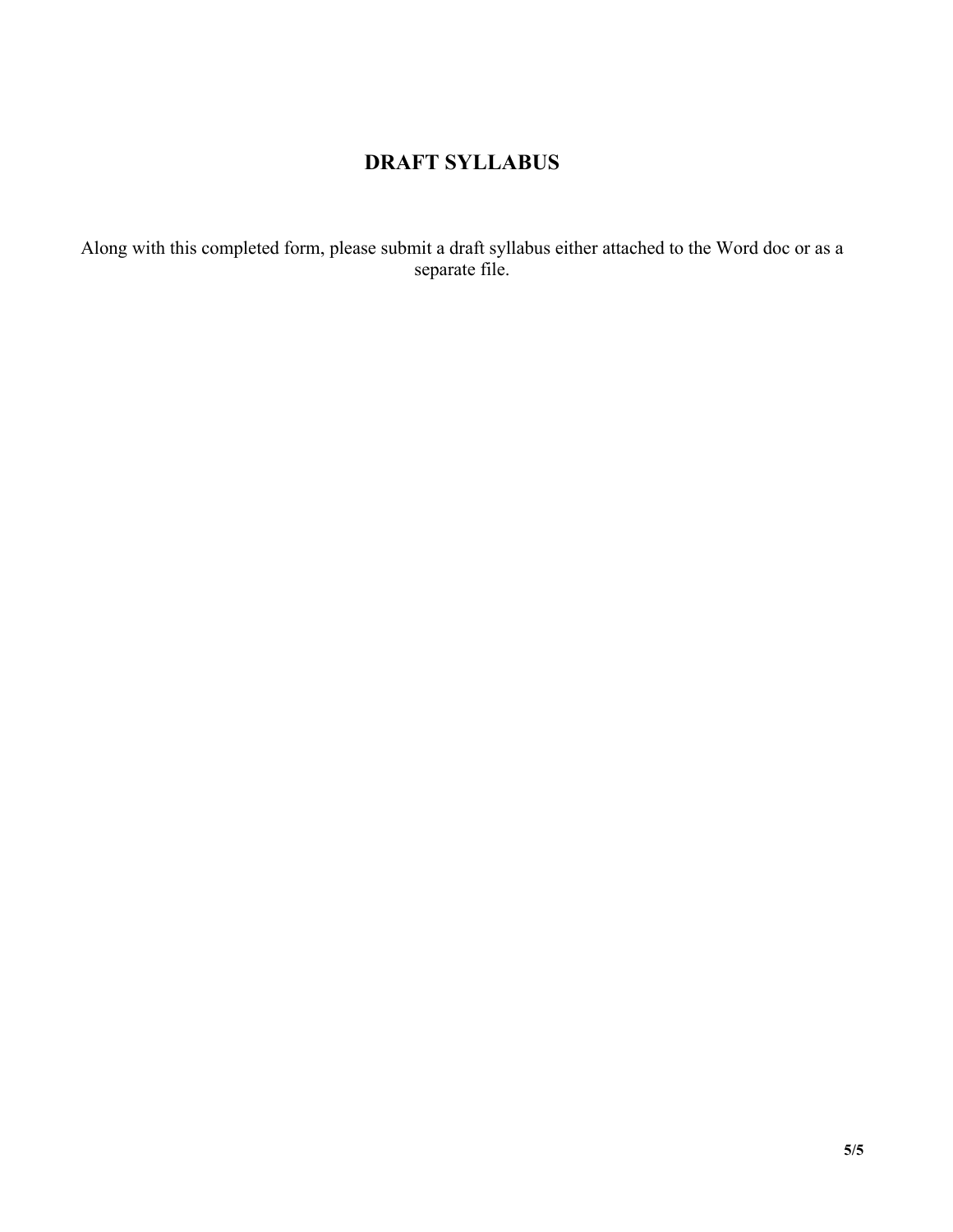# DRAFT SYLLABUS

Along with this completed form, please submit a draft syllabus either attached to the Word doc or as a separate file.